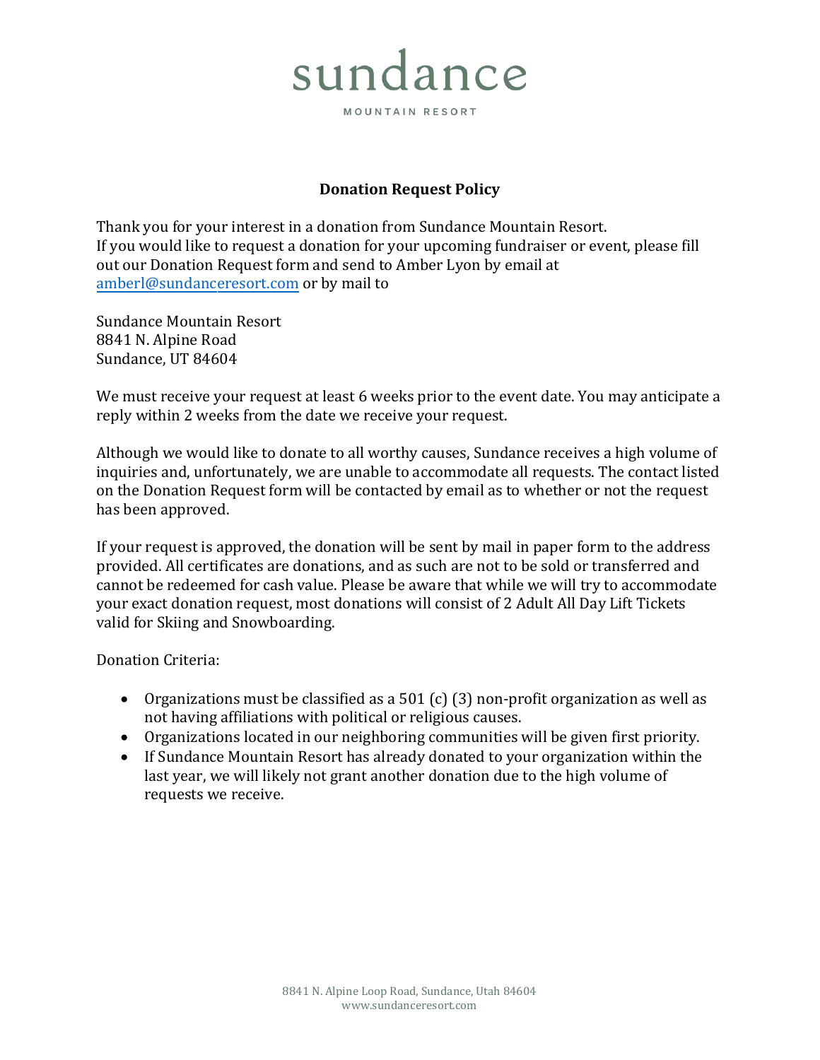# sundance

MOUNTAIN RESORT

## Donation Request Policy

Thank you for your interest in a donation from Sundance Mountain Resort.
If you would like to request a donation for your upcoming fundraiser or event, please fill out our Donation Request form and send to Amber Lyon by email at amberl@sundanceresort.com or by mail to

Sundance Mountain Resort
8841 N. Alpine Road
Sundance, UT 84604

We must receive your request at least 6 weeks prior to the event date. You may anticipate a reply within 2 weeks from the date we receive your request.

Although we would like to donate to all worthy causes, Sundance receives a high volume of inquiries and, unfortunately, we are unable to accommodate all requests. The contact listed on the Donation Request form will be contacted by email as to whether or not the request has been approved.

If your request is approved, the donation will be sent by mail in paper form to the address provided. All certificates are donations, and as such are not to be sold or transferred and cannot be redeemed for cash value. Please be aware that while we will try to accommodate your exact donation request, most donations will consist of 2 Adult All Day Lift Tickets valid for Skiing and Snowboarding.

Donation Criteria:

- Organizations must be classified as a 501 (c) (3) non-profit organization as well as not having affiliations with political or religious causes.
- Organizations located in our neighboring communities will be given first priority.
- If Sundance Mountain Resort has already donated to your organization within the last year, we will likely not grant another donation due to the high volume of requests we receive.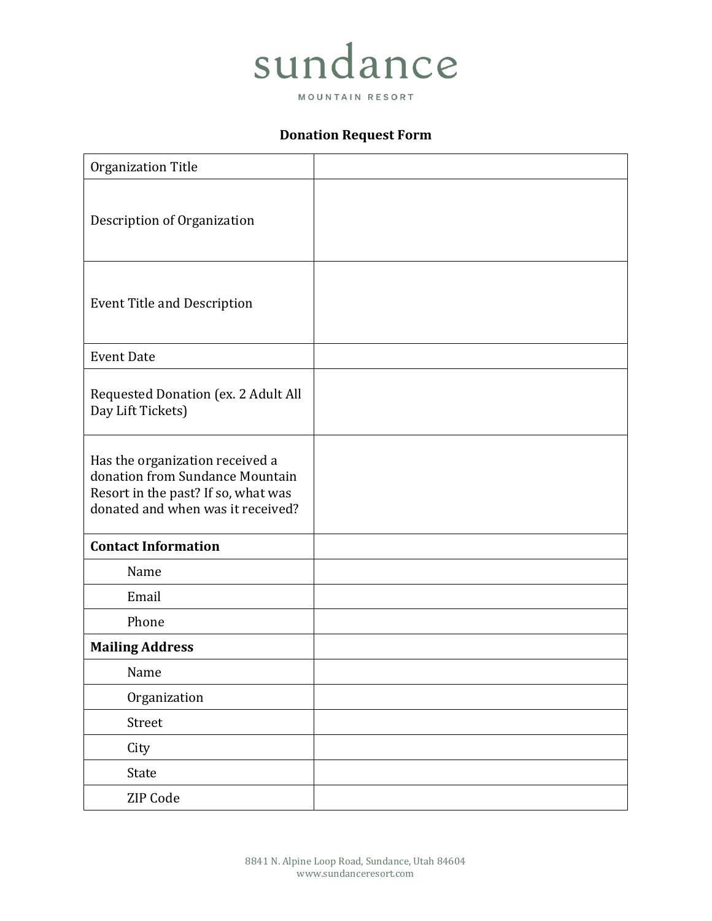sundance

MOUNTAIN RESORT

## Donation Request Form

| | |
|---|---|
| Organization Title | |
| Description of Organization | |
| Event Title and Description | |
| Event Date | |
| Requested Donation (ex. 2 Adult All Day Lift Tickets) | |
| Has the organization received a donation from Sundance Mountain Resort in the past? If so, what was donated and when was it received? | |
| **Contact Information** | |
| Name | |
| Email | |
| Phone | |
| **Mailing Address** | |
| Name | |
| Organization | |
| Street | |
| City | |
| State | |
| ZIP Code | |

8841 N. Alpine Loop Road, Sundance, Utah 84604
www.sundanceresort.com